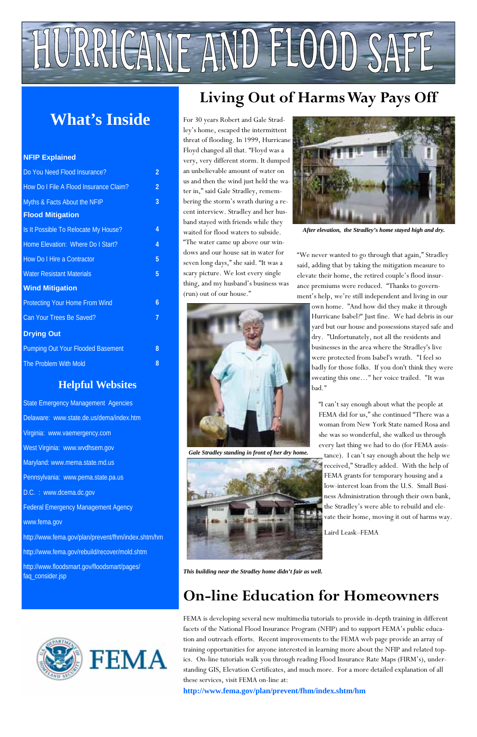# HURRICANE AND FLOOD SAFE

## What's Inside

**NFIP Explained**

| | |
|---|---|
| Do You Need Flood Insurance? | 2 |
| How Do I File A Flood Insurance Claim? | 2 |
| Myths & Facts About the NFIP | 3 |

**Flood Mitigation**

| | |
|---|---|
| Is It Possible To Relocate My House? | 4 |
| Home Elevation: Where Do I Start? | 4 |
| How Do I Hire a Contractor | 5 |
| Water Resistant Materials | 5 |

**Wind Mitigation**

| | |
|---|---|
| Protecting Your Home From Wind | 6 |
| Can Your Trees Be Saved? | 7 |

**Drying Out**

| | |
|---|---|
| Pumping Out Your Flooded Basement | 8 |
| The Problem With Mold | 8 |

### Helpful Websites

State Emergency Management Agencies

Delaware: www.state.de.us/dema/index.htm

Virginia: www.vaemergency.com

West Virginia: www.wvdhsem.gov

Maryland: www.mema.state.md.us

Pennsylvania: www.pema.state.pa.us

D.C. : www.dcema.dc.gov

Federal Emergency Management Agency

www.fema.gov

http://www.fema.gov/plan/prevent/fhm/index.shtm/hm

http://www.fema.gov/rebuild/recover/mold.shtm

http://www.floodsmart.gov/floodsmart/pages/faq_consider.jsp

FEMA

## Living Out of Harms Way Pays Off

For 30 years Robert and Gale Stradley's home, escaped the intermittent threat of flooding. In 1999, Hurricane Floyd changed all that. "Floyd was a very, very different storm. It dumped an unbelievable amount of water on us and then the wind just held the water in," said Gale Stradley, remembering the storm's wrath during a recent interview. Stradley and her husband stayed with friends while they waited for flood waters to subside. "The water came up above our windows and our house sat in water for seven long days," she said. "It was a scary picture. We lost every single thing, and my husband's business was (run) out of our house."

*After elevation, the Stradley's home stayed high and dry.*

"We never wanted to go through that again," Stradley said, adding that by taking the mitigation measure to elevate their home, the retired couple's flood insurance premiums were reduced. "Thanks to government's help, we're still independent and living in our own home. "And how did they make it through Hurricane Isabel?" Just fine. We had debris in our yard but our house and possessions stayed safe and dry. "Unfortunately, not all the residents and businesses in the area where the Stradley's live were protected from Isabel's wrath. "I feel so badly for those folks. If you don't think they were sweating this one…" her voice trailed. "It was bad."

*Gale Stradley standing in front of her dry home.*

"I can't say enough about what the people at FEMA did for us," she continued "There was a woman from New York State named Rosa and she was so wonderful, she walked us through every last thing we had to do (for FEMA assistance). I can't say enough about the help we received," Stradley added. With the help of FEMA grants for temporary housing and a low-interest loan from the U.S. Small Business Administration through their own bank, the Stradley's were able to rebuild and elevate their home, moving it out of harms way.

Laird Leask–FEMA

*This building near the Stradley home didn't fair as well.*

## On-line Education for Homeowners

FEMA is developing several new multimedia tutorials to provide in-depth training in different facets of the National Flood Insurance Program (NFIP) and to support FEMA's public education and outreach efforts. Recent improvements to the FEMA web page provide an array of training opportunities for anyone interested in learning more about the NFIP and related topics. On-line tutorials walk you through reading Flood Insurance Rate Maps (FIRM's), understanding GIS, Elevation Certificates, and much more. For a more detailed explanation of all these services, visit FEMA on-line at:

**http://www.fema.gov/plan/prevent/fhm/index.shtm/hm**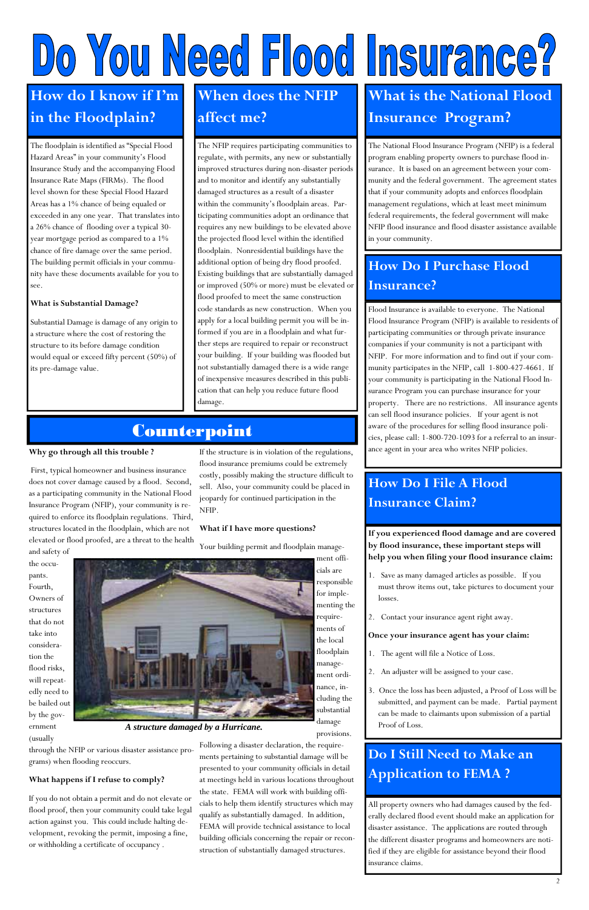# Do You Need Flood Insurance?

## How do I know if I'm in the Floodplain?

The floodplain is identified as "Special Flood Hazard Areas" in your community's Flood Insurance Study and the accompanying Flood Insurance Rate Maps (FIRMs). The flood level shown for these Special Flood Hazard Areas has a 1% chance of being equaled or exceeded in any one year. That translates into a 26% chance of flooding over a typical 30-year mortgage period as compared to a 1% chance of fire damage over the same period. The building permit officials in your community have these documents available for you to see.

**What is Substantial Damage?**

Substantial Damage is damage of any origin to a structure where the cost of restoring the structure to its before damage condition would equal or exceed fifty percent (50%) of its pre-damage value.

## When does the NFIP affect me?

The NFIP requires participating communities to regulate, with permits, any new or substantially improved structures during non-disaster periods and to monitor and identify any substantially damaged structures as a result of a disaster within the community's floodplain areas. Participating communities adopt an ordinance that requires any new buildings to be elevated above the projected flood level within the identified floodplain. Nonresidential buildings have the additional option of being dry flood proofed. Existing buildings that are substantially damaged or improved (50% or more) must be elevated or flood proofed to meet the same construction code standards as new construction. When you apply for a local building permit you will be informed if you are in a floodplain and what further steps are required to repair or reconstruct your building. If your building was flooded but not substantially damaged there is a wide range of inexpensive measures described in this publication that can help you reduce future flood damage.

## Counterpoint

**Why go through all this trouble ?**

First, typical homeowner and business insurance does not cover damage caused by a flood. Second, as a participating community in the National Flood Insurance Program (NFIP), your community is required to enforce its floodplain regulations. Third, structures located in the floodplain, which are not elevated or flood proofed, are a threat to the health and safety of the occupants. Fourth, Owners of structures that do not take into consideration the flood risks, will repeatedly need to be bailed out by the government (usually through the NFIP or various disaster assistance programs) when flooding reoccurs.

**What happens if I refuse to comply?**

If you do not obtain a permit and do not elevate or flood proof, then your community could take legal action against you. This could include halting development, revoking the permit, imposing a fine, or withholding a certificate of occupancy .

If the structure is in violation of the regulations, flood insurance premiums could be extremely costly, possibly making the structure difficult to sell. Also, your community could be placed in jeopardy for continued participation in the NFIP.

**What if I have more questions?**

Your building permit and floodplain management officials are responsible for implementing the requirements of the local floodplain management ordinance, including the substantial damage provisions.

*A structure damaged by a Hurricane.*

Following a disaster declaration, the requirements pertaining to substantial damage will be presented to your community officials in detail at meetings held in various locations throughout the state. FEMA will work with building officials to help them identify structures which may qualify as substantially damaged. In addition, FEMA will provide technical assistance to local building officials concerning the repair or reconstruction of substantially damaged structures.

## What is the National Flood Insurance Program?

The National Flood Insurance Program (NFIP) is a federal program enabling property owners to purchase flood insurance. It is based on an agreement between your community and the federal government. The agreement states that if your community adopts and enforces floodplain management regulations, which at least meet minimum federal requirements, the federal government will make NFIP flood insurance and flood disaster assistance available in your community.

## How Do I Purchase Flood Insurance?

Flood Insurance is available to everyone. The National Flood Insurance Program (NFIP) is available to residents of participating communities or through private insurance companies if your community is not a participant with NFIP. For more information and to find out if your community participates in the NFIP, call 1-800-427-4661. If your community is participating in the National Flood Insurance Program you can purchase insurance for your property. There are no restrictions. All insurance agents can sell flood insurance policies. If your agent is not aware of the procedures for selling flood insurance policies, please call: 1-800-720-1093 for a referral to an insurance agent in your area who writes NFIP policies.

## How Do I File A Flood Insurance Claim?

**If you experienced flood damage and are covered by flood insurance, these important steps will help you when filing your flood insurance claim:**

1. Save as many damaged articles as possible. If you must throw items out, take pictures to document your losses.
2. Contact your insurance agent right away.

**Once your insurance agent has your claim:**

1. The agent will file a Notice of Loss.
2. An adjuster will be assigned to your case.
3. Once the loss has been adjusted, a Proof of Loss will be submitted, and payment can be made. Partial payment can be made to claimants upon submission of a partial Proof of Loss.

## Do I Still Need to Make an Application to FEMA ?

All property owners who had damages caused by the federally declared flood event should make an application for disaster assistance. The applications are routed through the different disaster programs and homeowners are notified if they are eligible for assistance beyond their flood insurance claims.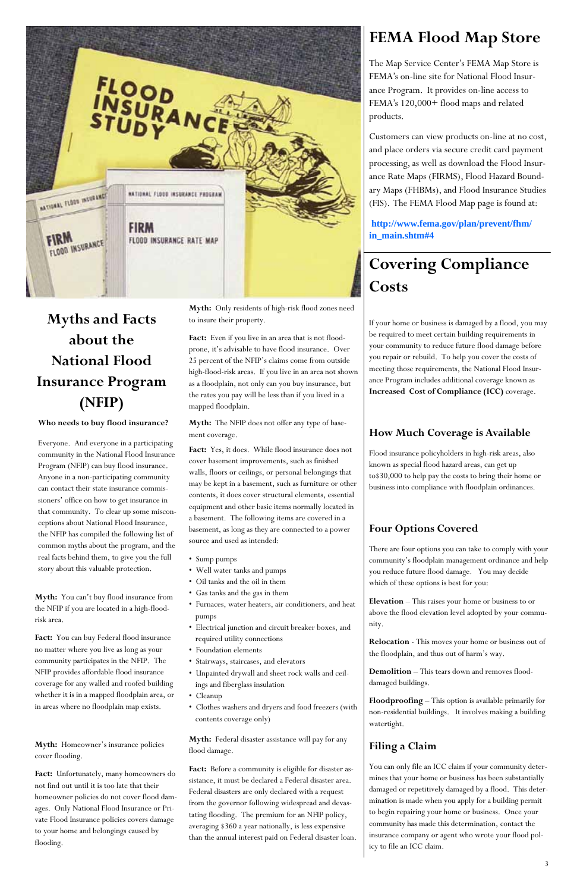## Myths and Facts about the National Flood Insurance Program (NFIP)

**Who needs to buy flood insurance?**

Everyone. And everyone in a participating community in the National Flood Insurance Program (NFIP) can buy flood insurance. Anyone in a non-participating community can contact their state insurance commissioners' office on how to get insurance in that community. To clear up some misconceptions about National Flood Insurance, the NFIP has compiled the following list of common myths about the program, and the real facts behind them, to give you the full story about this valuable protection.

**Myth:** You can't buy flood insurance from the NFIP if you are located in a high-flood-risk area.

**Fact:** You can buy Federal flood insurance no matter where you live as long as your community participates in the NFIP. The NFIP provides affordable flood insurance coverage for any walled and roofed building whether it is in a mapped floodplain area, or in areas where no floodplain map exists.

**Myth:** Homeowner's insurance policies cover flooding.

**Fact:** Unfortunately, many homeowners do not find out until it is too late that their homeowner policies do not cover flood damages. Only National Flood Insurance or Private Flood Insurance policies covers damage to your home and belongings caused by flooding.

**Myth:** Only residents of high-risk flood zones need to insure their property.

**Fact:** Even if you live in an area that is not flood-prone, it's advisable to have flood insurance. Over 25 percent of the NFIP's claims come from outside high-flood-risk areas. If you live in an area not shown as a floodplain, not only can you buy insurance, but the rates you pay will be less than if you lived in a mapped floodplain.

**Myth:** The NFIP does not offer any type of basement coverage.

**Fact:** Yes, it does. While flood insurance does not cover basement improvements, such as finished walls, floors or ceilings, or personal belongings that may be kept in a basement, such as furniture or other contents, it does cover structural elements, essential equipment and other basic items normally located in a basement. The following items are covered in a basement, as long as they are connected to a power source and used as intended:

- Sump pumps
- Well water tanks and pumps
- Oil tanks and the oil in them
- Gas tanks and the gas in them
- Furnaces, water heaters, air conditioners, and heat pumps
- Electrical junction and circuit breaker boxes, and required utility connections
- Foundation elements
- Stairways, staircases, and elevators
- Unpainted drywall and sheet rock walls and ceilings and fiberglass insulation
- Cleanup
- Clothes washers and dryers and food freezers (with contents coverage only)

**Myth:** Federal disaster assistance will pay for any flood damage.

**Fact:** Before a community is eligible for disaster assistance, it must be declared a Federal disaster area. Federal disasters are only declared with a request from the governor following widespread and devastating flooding. The premium for an NFIP policy, averaging $360 a year nationally, is less expensive than the annual interest paid on Federal disaster loan.

# FEMA Flood Map Store

The Map Service Center's FEMA Map Store is FEMA's on-line site for National Flood Insurance Program. It provides on-line access to FEMA's 120,000+ flood maps and related products.

Customers can view products on-line at no cost, and place orders via secure credit card payment processing, as well as download the Flood Insurance Rate Maps (FIRMS), Flood Hazard Boundary Maps (FHBMs), and Flood Insurance Studies (FIS). The FEMA Flood Map page is found at:

**http://www.fema.gov/plan/prevent/fhm/in_main.shtm#4**

# Covering Compliance Costs

If your home or business is damaged by a flood, you may be required to meet certain building requirements in your community to reduce future flood damage before you repair or rebuild. To help you cover the costs of meeting those requirements, the National Flood Insurance Program includes additional coverage known as **Increased Cost of Compliance (ICC)** coverage.

### How Much Coverage is Available

Flood insurance policyholders in high-risk areas, also known as special flood hazard areas, can get up to$30,000 to help pay the costs to bring their home or business into compliance with floodplain ordinances.

### Four Options Covered

There are four options you can take to comply with your community's floodplain management ordinance and help you reduce future flood damage. You may decide which of these options is best for you:

**Elevation** – This raises your home or business to or above the flood elevation level adopted by your community.

**Relocation** - This moves your home or business out of the floodplain, and thus out of harm's way.

**Demolition** – This tears down and removes flood-damaged buildings.

**Floodproofing** – This option is available primarily for non-residential buildings. It involves making a building watertight.

### Filing a Claim

You can only file an ICC claim if your community determines that your home or business has been substantially damaged or repetitively damaged by a flood. This determination is made when you apply for a building permit to begin repairing your home or business. Once your community has made this determination, contact the insurance company or agent who wrote your flood policy to file an ICC claim.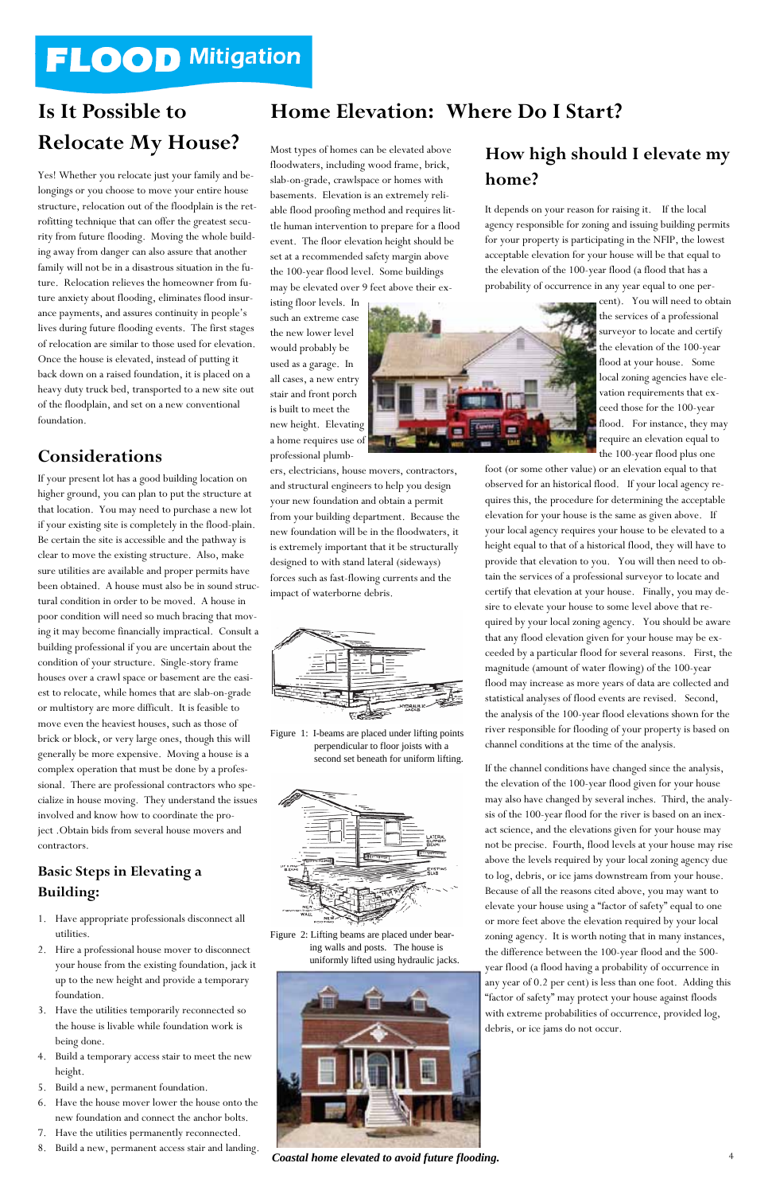# FLOOD Mitigation

## Is It Possible to Relocate My House?

Yes! Whether you relocate just your family and belongings or you choose to move your entire house structure, relocation out of the floodplain is the retrofitting technique that can offer the greatest security from future flooding. Moving the whole building away from danger can also assure that another family will not be in a disastrous situation in the future. Relocation relieves the homeowner from future anxiety about flooding, eliminates flood insurance payments, and assures continuity in people's lives during future flooding events. The first stages of relocation are similar to those used for elevation. Once the house is elevated, instead of putting it back down on a raised foundation, it is placed on a heavy duty truck bed, transported to a new site out of the floodplain, and set on a new conventional foundation.

## Considerations

If your present lot has a good building location on higher ground, you can plan to put the structure at that location. You may need to purchase a new lot if your existing site is completely in the flood-plain. Be certain the site is accessible and the pathway is clear to move the existing structure. Also, make sure utilities are available and proper permits have been obtained. A house must also be in sound structural condition in order to be moved. A house in poor condition will need so much bracing that moving it may become financially impractical. Consult a building professional if you are uncertain about the condition of your structure. Single-story frame houses over a crawl space or basement are the easiest to relocate, while homes that are slab-on-grade or multistory are more difficult. It is feasible to move even the heaviest houses, such as those of brick or block, or very large ones, though this will generally be more expensive. Moving a house is a complex operation that must be done by a professional. There are professional contractors who specialize in house moving. They understand the issues involved and know how to coordinate the project .Obtain bids from several house movers and contractors.

### Basic Steps in Elevating a Building:

1. Have appropriate professionals disconnect all utilities.
2. Hire a professional house mover to disconnect your house from the existing foundation, jack it up to the new height and provide a temporary foundation.
3. Have the utilities temporarily reconnected so the house is livable while foundation work is being done.
4. Build a temporary access stair to meet the new height.
5. Build a new, permanent foundation.
6. Have the house mover lower the house onto the new foundation and connect the anchor bolts.
7. Have the utilities permanently reconnected.
8. Build a new, permanent access stair and landing.

## Home Elevation: Where Do I Start?

Most types of homes can be elevated above floodwaters, including wood frame, brick, slab-on-grade, crawlspace or homes with basements. Elevation is an extremely reliable flood proofing method and requires little human intervention to prepare for a flood event. The floor elevation height should be set at a recommended safety margin above the 100-year flood level. Some buildings may be elevated over 9 feet above their existing floor levels. In such an extreme case the new lower level would probably be used as a garage. In all cases, a new entry stair and front porch is built to meet the new height. Elevating a home requires use of professional plumbers, electricians, house movers, contractors, and structural engineers to help you design your new foundation and obtain a permit from your building department. Because the new foundation will be in the floodwaters, it is extremely important that it be structurally designed to with stand lateral (sideways) forces such as fast-flowing currents and the impact of waterborne debris.

Figure 1: I-beams are placed under lifting points perpendicular to floor joists with a second set beneath for uniform lifting.

Figure 2: Lifting beams are placed under bearing walls and posts. The house is uniformly lifted using hydraulic jacks.

*Coastal home elevated to avoid future flooding.*

### How high should I elevate my home?

It depends on your reason for raising it. If the local agency responsible for zoning and issuing building permits for your property is participating in the NFIP, the lowest acceptable elevation for your house will be that equal to the elevation of the 100-year flood (a flood that has a probability of occurrence in any year equal to one percent). You will need to obtain the services of a professional surveyor to locate and certify the elevation of the 100-year flood at your house. Some local zoning agencies have elevation requirements that exceed those for the 100-year flood. For instance, they may require an elevation equal to the 100-year flood plus one foot (or some other value) or an elevation equal to that observed for an historical flood. If your local agency requires this, the procedure for determining the acceptable elevation for your house is the same as given above. If your local agency requires your house to be elevated to a height equal to that of a historical flood, they will have to provide that elevation to you. You will then need to obtain the services of a professional surveyor to locate and certify that elevation at your house. Finally, you may desire to elevate your house to some level above that required by your local zoning agency. You should be aware that any flood elevation given for your house may be exceeded by a particular flood for several reasons. First, the magnitude (amount of water flowing) of the 100-year flood may increase as more years of data are collected and statistical analyses of flood events are revised. Second, the analysis of the 100-year flood elevations shown for the river responsible for flooding of your property is based on channel conditions at the time of the analysis.

If the channel conditions have changed since the analysis, the elevation of the 100-year flood given for your house may also have changed by several inches. Third, the analysis of the 100-year flood for the river is based on an inexact science, and the elevations given for your house may not be precise. Fourth, flood levels at your house may rise above the levels required by your local zoning agency due to log, debris, or ice jams downstream from your house. Because of all the reasons cited above, you may want to elevate your house using a "factor of safety" equal to one or more feet above the elevation required by your local zoning agency. It is worth noting that in many instances, the difference between the 100-year flood and the 500-year flood (a flood having a probability of occurrence in any year of 0.2 per cent) is less than one foot. Adding this "factor of safety" may protect your house against floods with extreme probabilities of occurrence, provided log, debris, or ice jams do not occur.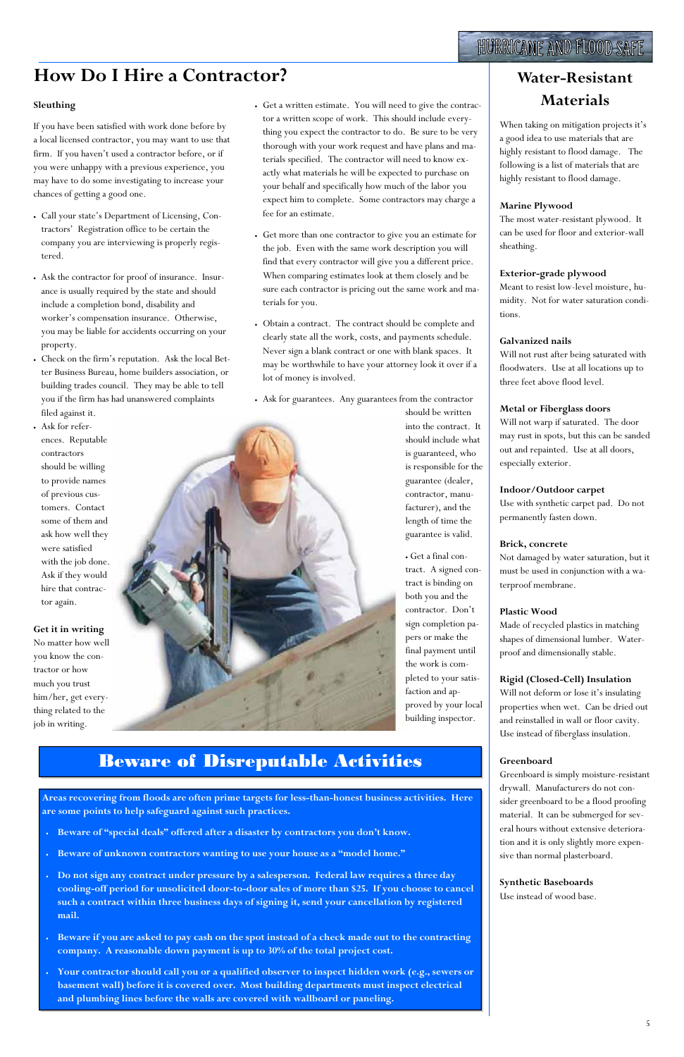# How Do I Hire a Contractor?

### Sleuthing

If you have been satisfied with work done before by a local licensed contractor, you may want to use that firm. If you haven't used a contractor before, or if you were unhappy with a previous experience, you may have to do some investigating to increase your chances of getting a good one.

- Call your state's Department of Licensing, Contractors' Registration office to be certain the company you are interviewing is properly registered.
- Ask the contractor for proof of insurance. Insurance is usually required by the state and should include a completion bond, disability and worker's compensation insurance. Otherwise, you may be liable for accidents occurring on your property.
- Check on the firm's reputation. Ask the local Better Business Bureau, home builders association, or building trades council. They may be able to tell you if the firm has had unanswered complaints filed against it.
- Ask for references. Reputable contractors should be willing to provide names of previous customers. Contact some of them and ask how well they were satisfied with the job done. Ask if they would hire that contractor again.

### Get it in writing

No matter how well you know the contractor or how much you trust him/her, get everything related to the job in writing.

- Get a written estimate. You will need to give the contractor a written scope of work. This should include everything you expect the contractor to do. Be sure to be very thorough with your work request and have plans and materials specified. The contractor will need to know exactly what materials he will be expected to purchase on your behalf and specifically how much of the labor you expect him to complete. Some contractors may charge a fee for an estimate.
- Get more than one contractor to give you an estimate for the job. Even with the same work description you will find that every contractor will give you a different price. When comparing estimates look at them closely and be sure each contractor is pricing out the same work and materials for you.
- Obtain a contract. The contract should be complete and clearly state all the work, costs, and payments schedule. Never sign a blank contract or one with blank spaces. It may be worthwhile to have your attorney look it over if a lot of money is involved.
- Ask for guarantees. Any guarantees from the contractor should be written into the contract. It should include what is guaranteed, who is responsible for the guarantee (dealer, contractor, manufacturer), and the length of time the guarantee is valid.
- Get a final contract. A signed contract is binding on both you and the contractor. Don't sign completion papers or make the final payment until the work is completed to your satisfaction and approved by your local building inspector.

## Beware of Disreputable Activities

**Areas recovering from floods are often prime targets for less-than-honest business activities. Here are some points to help safeguard against such practices.**

- **Beware of "special deals" offered after a disaster by contractors you don't know.**
- **Beware of unknown contractors wanting to use your house as a "model home."**
- **Do not sign any contract under pressure by a salesperson. Federal law requires a three day cooling-off period for unsolicited door-to-door sales of more than $25. If you choose to cancel such a contract within three business days of signing it, send your cancellation by registered mail.**
- **Beware if you are asked to pay cash on the spot instead of a check made out to the contracting company. A reasonable down payment is up to 30% of the total project cost.**
- **Your contractor should call you or a qualified observer to inspect hidden work (e.g., sewers or basement wall) before it is covered over. Most building departments must inspect electrical and plumbing lines before the walls are covered with wallboard or paneling.**

## Water-Resistant Materials

When taking on mitigation projects it's a good idea to use materials that are highly resistant to flood damage. The following is a list of materials that are highly resistant to flood damage.

**Marine Plywood**
The most water-resistant plywood. It can be used for floor and exterior-wall sheathing.

**Exterior-grade plywood**
Meant to resist low-level moisture, humidity. Not for water saturation conditions.

**Galvanized nails**
Will not rust after being saturated with floodwaters. Use at all locations up to three feet above flood level.

**Metal or Fiberglass doors**
Will not warp if saturated. The door may rust in spots, but this can be sanded out and repainted. Use at all doors, especially exterior.

**Indoor/Outdoor carpet**
Use with synthetic carpet pad. Do not permanently fasten down.

**Brick, concrete**
Not damaged by water saturation, but it must be used in conjunction with a waterproof membrane.

**Plastic Wood**
Made of recycled plastics in matching shapes of dimensional lumber. Waterproof and dimensionally stable.

**Rigid (Closed-Cell) Insulation**
Will not deform or lose it's insulating properties when wet. Can be dried out and reinstalled in wall or floor cavity. Use instead of fiberglass insulation.

**Greenboard**
Greenboard is simply moisture-resistant drywall. Manufacturers do not consider greenboard to be a flood proofing material. It can be submerged for several hours without extensive deterioration and it is only slightly more expensive than normal plasterboard.

**Synthetic Baseboards**
Use instead of wood base.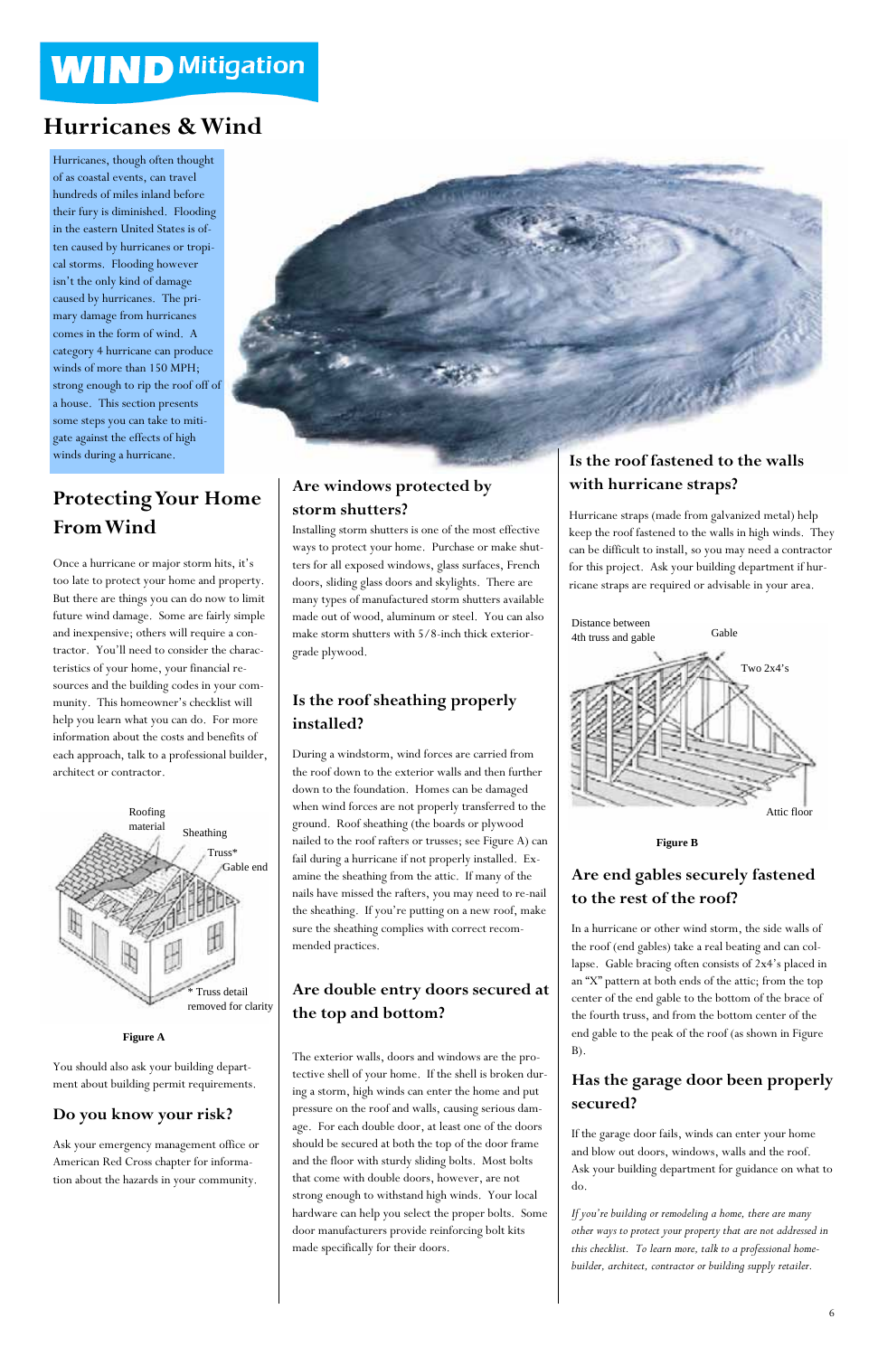# WIND Mitigation

## Hurricanes & Wind

Hurricanes, though often thought of as coastal events, can travel hundreds of miles inland before their fury is diminished. Flooding in the eastern United States is often caused by hurricanes or tropical storms. Flooding however isn't the only kind of damage caused by hurricanes. The primary damage from hurricanes comes in the form of wind. A category 4 hurricane can produce winds of more than 150 MPH; strong enough to rip the roof off of a house. This section presents some steps you can take to mitigate against the effects of high winds during a hurricane.

## Protecting Your Home From Wind

Once a hurricane or major storm hits, it's too late to protect your home and property. But there are things you can do now to limit future wind damage. Some are fairly simple and inexpensive; others will require a contractor. You'll need to consider the characteristics of your home, your financial resources and the building codes in your community. This homeowner's checklist will help you learn what you can do. For more information about the costs and benefits of each approach, talk to a professional builder, architect or contractor.

Roofing material

Sheathing

Truss*

Gable end

\* Truss detail removed for clarity

**Figure A**

You should also ask your building department about building permit requirements.

### Do you know your risk?

Ask your emergency management office or American Red Cross chapter for information about the hazards in your community.

### Are windows protected by storm shutters?

Installing storm shutters is one of the most effective ways to protect your home. Purchase or make shutters for all exposed windows, glass surfaces, French doors, sliding glass doors and skylights. There are many types of manufactured storm shutters available made out of wood, aluminum or steel. You can also make storm shutters with 5/8-inch thick exterior-grade plywood.

### Is the roof sheathing properly installed?

During a windstorm, wind forces are carried from the roof down to the exterior walls and then further down to the foundation. Homes can be damaged when wind forces are not properly transferred to the ground. Roof sheathing (the boards or plywood nailed to the roof rafters or trusses; see Figure A) can fail during a hurricane if not properly installed. Examine the sheathing from the attic. If many of the nails have missed the rafters, you may need to re-nail the sheathing. If you're putting on a new roof, make sure the sheathing complies with correct recommended practices.

### Are double entry doors secured at the top and bottom?

The exterior walls, doors and windows are the protective shell of your home. If the shell is broken during a storm, high winds can enter the home and put pressure on the roof and walls, causing serious damage. For each double door, at least one of the doors should be secured at both the top of the door frame and the floor with sturdy sliding bolts. Most bolts that come with double doors, however, are not strong enough to withstand high winds. Your local hardware can help you select the proper bolts. Some door manufacturers provide reinforcing bolt kits made specifically for their doors.

### Is the roof fastened to the walls with hurricane straps?

Hurricane straps (made from galvanized metal) help keep the roof fastened to the walls in high winds. They can be difficult to install, so you may need a contractor for this project. Ask your building department if hurricane straps are required or advisable in your area.

Distance between 4th truss and gable

Gable

Two 2x4's

Attic floor

**Figure B**

### Are end gables securely fastened to the rest of the roof?

In a hurricane or other wind storm, the side walls of the roof (end gables) take a real beating and can collapse. Gable bracing often consists of 2x4's placed in an "X" pattern at both ends of the attic; from the top center of the end gable to the bottom of the brace of the fourth truss, and from the bottom center of the end gable to the peak of the roof (as shown in Figure B).

### Has the garage door been properly secured?

If the garage door fails, winds can enter your home and blow out doors, windows, walls and the roof. Ask your building department for guidance on what to do.

*If you're building or remodeling a home, there are many other ways to protect your property that are not addressed in this checklist. To learn more, talk to a professional homebuilder, architect, contractor or building supply retailer.*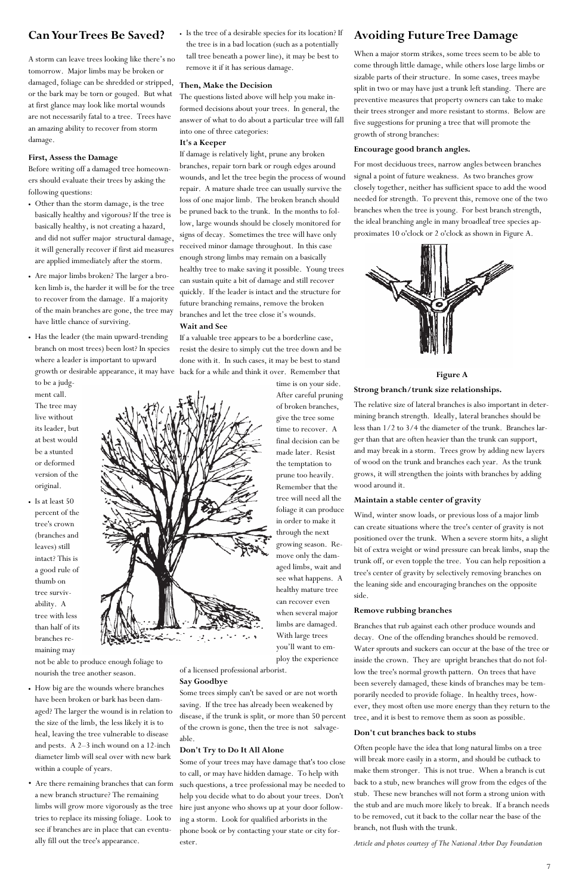## Can Your Trees Be Saved?

A storm can leave trees looking like there's no tomorrow. Major limbs may be broken or damaged, foliage can be shredded or stripped, or the bark may be torn or gouged. But what at first glance may look like mortal wounds are not necessarily fatal to a tree. Trees have an amazing ability to recover from storm damage.

**First, Assess the Damage**

Before writing off a damaged tree homeowners should evaluate their trees by asking the following questions:

- Other than the storm damage, is the tree basically healthy and vigorous? If the tree is basically healthy, is not creating a hazard, and did not suffer major structural damage, it will generally recover if first aid measures are applied immediately after the storm.
- Are major limbs broken? The larger a broken limb is, the harder it will be for the tree to recover from the damage. If a majority of the main branches are gone, the tree may have little chance of surviving.
- Has the leader (the main upward-trending branch on most trees) been lost? In species where a leader is important to upward growth or desirable appearance, it may have to be a judgment call. The tree may live without its leader, but at best would be a stunted or deformed version of the original.
- Is at least 50 percent of the tree's crown (branches and leaves) still intact? This is a good rule of thumb on tree survivability. A tree with less than half of its branches remaining may not be able to produce enough foliage to nourish the tree another season.
- How big are the wounds where branches have been broken or bark has been damaged? The larger the wound is in relation to the size of the limb, the less likely it is to heal, leaving the tree vulnerable to disease and pests. A 2–3 inch wound on a 12-inch diameter limb will seal over with new bark within a couple of years.
- Are there remaining branches that can form a new branch structure? The remaining limbs will grow more vigorously as the tree tries to replace its missing foliage. Look to see if branches are in place that can eventually fill out the tree's appearance.
- Is the tree of a desirable species for its location? If the tree is in a bad location (such as a potentially tall tree beneath a power line), it may be best to remove it if it has serious damage.

**Then, Make the Decision**

The questions listed above will help you make informed decisions about your trees. In general, the answer of what to do about a particular tree will fall into one of three categories:

**It's a Keeper**

If damage is relatively light, prune any broken branches, repair torn bark or rough edges around wounds, and let the tree begin the process of wound repair. A mature shade tree can usually survive the loss of one major limb. The broken branch should be pruned back to the trunk. In the months to follow, large wounds should be closely monitored for signs of decay. Sometimes the tree will have only received minor damage throughout. In this case enough strong limbs may remain on a basically healthy tree to make saving it possible. Young trees can sustain quite a bit of damage and still recover quickly. If the leader is intact and the structure for future branching remains, remove the broken branches and let the tree close it's wounds.

**Wait and See**

If a valuable tree appears to be a borderline case, resist the desire to simply cut the tree down and be done with it. In such cases, it may be best to stand back for a while and think it over. Remember that time is on your side. After careful pruning of broken branches, give the tree some time to recover. A final decision can be made later. Resist the temptation to prune too heavily. Remember that the tree will need all the foliage it can produce in order to make it through the next growing season. Remove only the damaged limbs, wait and see what happens. A healthy mature tree can recover even when several major limbs are damaged. With large trees you'll want to employ the experience of a licensed professional arborist.

**Say Goodbye**

Some trees simply can't be saved or are not worth saving. If the tree has already been weakened by disease, if the trunk is split, or more than 50 percent of the crown is gone, then the tree is not salvageable.

**Don't Try to Do It All Alone**

Some of your trees may have damage that's too close to call, or may have hidden damage. To help with such questions, a tree professional may be needed to help you decide what to do about your trees. Don't hire just anyone who shows up at your door following a storm. Look for qualified arborists in the phone book or by contacting your state or city forester.

## Avoiding Future Tree Damage

When a major storm strikes, some trees seem to be able to come through little damage, while others lose large limbs or sizable parts of their structure. In some cases, trees maybe split in two or may have just a trunk left standing. There are preventive measures that property owners can take to make their trees stronger and more resistant to storms. Below are five suggestions for pruning a tree that will promote the growth of strong branches:

**Encourage good branch angles.**

For most deciduous trees, narrow angles between branches signal a point of future weakness. As two branches grow closely together, neither has sufficient space to add the wood needed for strength. To prevent this, remove one of the two branches when the tree is young. For best branch strength, the ideal branching angle in many broadleaf tree species approximates 10 o'clock or 2 o'clock as shown in Figure A.

**Figure A**

**Strong branch/trunk size relationships.**

The relative size of lateral branches is also important in determining branch strength. Ideally, lateral branches should be less than 1/2 to 3/4 the diameter of the trunk. Branches larger than that are often heavier than the trunk can support, and may break in a storm. Trees grow by adding new layers of wood on the trunk and branches each year. As the trunk grows, it will strengthen the joints with branches by adding wood around it.

**Maintain a stable center of gravity**

Wind, winter snow loads, or previous loss of a major limb can create situations where the tree's center of gravity is not positioned over the trunk. When a severe storm hits, a slight bit of extra weight or wind pressure can break limbs, snap the trunk off, or even topple the tree. You can help reposition a tree's center of gravity by selectively removing branches on the leaning side and encouraging branches on the opposite side.

**Remove rubbing branches**

Branches that rub against each other produce wounds and decay. One of the offending branches should be removed. Water sprouts and suckers can occur at the base of the tree or inside the crown. They are upright branches that do not follow the tree's normal growth pattern. On trees that have been severely damaged, these kinds of branches may be temporarily needed to provide foliage. In healthy trees, however, they most often use more energy than they return to the tree, and it is best to remove them as soon as possible.

**Don't cut branches back to stubs**

Often people have the idea that long natural limbs on a tree will break more easily in a storm, and should be cutback to make them stronger. This is not true. When a branch is cut back to a stub, new branches will grow from the edges of the stub. These new branches will not form a strong union with the stub and are much more likely to break. If a branch needs to be removed, cut it back to the collar near the base of the branch, not flush with the trunk.

*Article and photos courtesy of The National Arbor Day Foundation*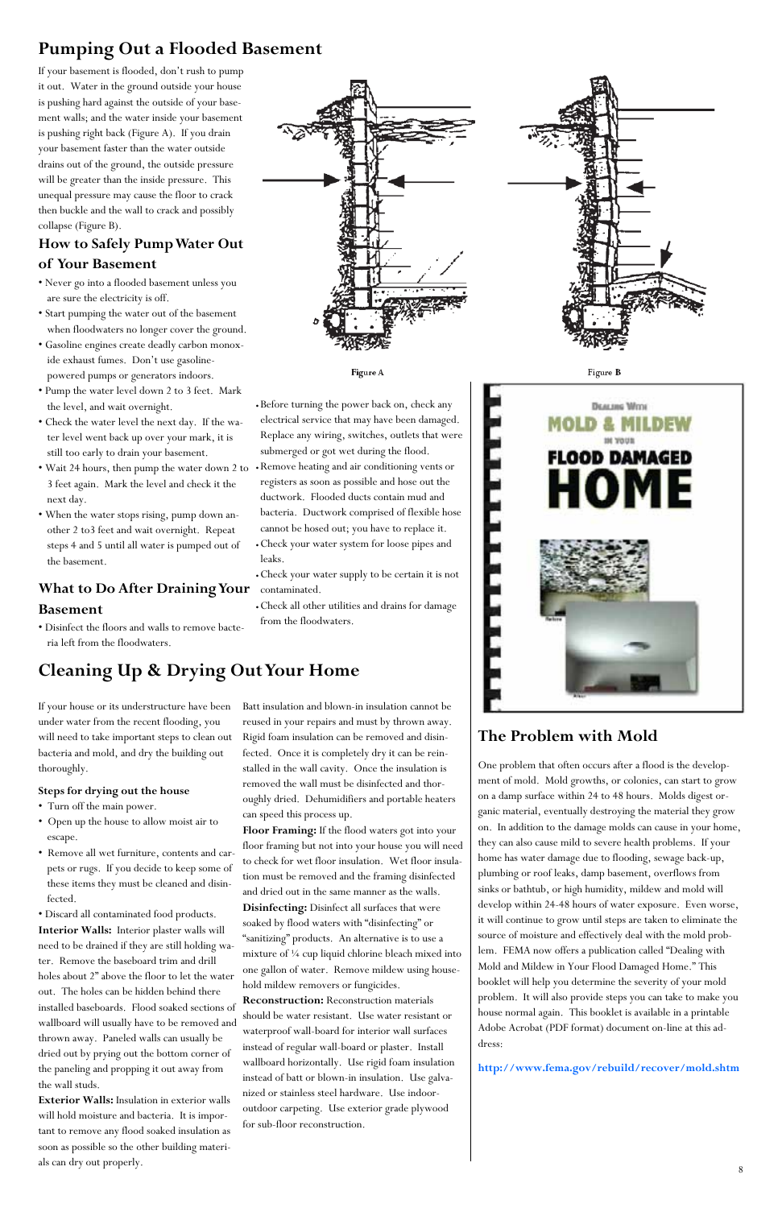## Pumping Out a Flooded Basement

If your basement is flooded, don't rush to pump it out. Water in the ground outside your house is pushing hard against the outside of your basement walls; and the water inside your basement is pushing right back (Figure A). If you drain your basement faster than the water outside drains out of the ground, the outside pressure will be greater than the inside pressure. This unequal pressure may cause the floor to crack then buckle and the wall to crack and possibly collapse (Figure B).

### How to Safely Pump Water Out of Your Basement

- Never go into a flooded basement unless you are sure the electricity is off.
- Start pumping the water out of the basement when floodwaters no longer cover the ground.
- Gasoline engines create deadly carbon monoxide exhaust fumes. Don't use gasoline-powered pumps or generators indoors.
- Pump the water level down 2 to 3 feet. Mark the level, and wait overnight.
- Check the water level the next day. If the water level went back up over your mark, it is still too early to drain your basement.
- Wait 24 hours, then pump the water down 2 to 3 feet again. Mark the level and check it the next day.
- When the water stops rising, pump down another 2 to3 feet and wait overnight. Repeat steps 4 and 5 until all water is pumped out of the basement.

### What to Do After Draining Your Basement

- Disinfect the floors and walls to remove bacteria left from the floodwaters.

Figure A

Figure B

- Before turning the power back on, check any electrical service that may have been damaged. Replace any wiring, switches, outlets that were submerged or got wet during the flood.
- Remove heating and air conditioning vents or registers as soon as possible and hose out the ductwork. Flooded ducts contain mud and bacteria. Ductwork comprised of flexible hose cannot be hosed out; you have to replace it.
- Check your water system for loose pipes and leaks.
- Check your water supply to be certain it is not contaminated.
- Check all other utilities and drains for damage from the floodwaters.

## Cleaning Up & Drying Out Your Home

If your house or its understructure have been under water from the recent flooding, you will need to take important steps to clean out bacteria and mold, and dry the building out thoroughly.

**Steps for drying out the house**

- Turn off the main power.
- Open up the house to allow moist air to escape.
- Remove all wet furniture, contents and carpets or rugs. If you decide to keep some of these items they must be cleaned and disinfected.
- Discard all contaminated food products.

**Interior Walls:** Interior plaster walls will need to be drained if they are still holding water. Remove the baseboard trim and drill holes about 2" above the floor to let the water out. The holes can be hidden behind there installed baseboards. Flood soaked sections of wallboard will usually have to be removed and thrown away. Paneled walls can usually be dried out by prying out the bottom corner of the paneling and propping it out away from the wall studs.

**Exterior Walls:** Insulation in exterior walls will hold moisture and bacteria. It is important to remove any flood soaked insulation as soon as possible so the other building materials can dry out properly. Batt insulation and blown-in insulation cannot be reused in your repairs and must by thrown away. Rigid foam insulation can be removed and disinfected. Once it is completely dry it can be reinstalled in the wall cavity. Once the insulation is removed the wall must be disinfected and thoroughly dried. Dehumidifiers and portable heaters can speed this process up.

**Floor Framing:** If the flood waters got into your floor framing but not into your house you will need to check for wet floor insulation. Wet floor insulation must be removed and the framing disinfected and dried out in the same manner as the walls.

**Disinfecting:** Disinfect all surfaces that were soaked by flood waters with "disinfecting" or "sanitizing" products. An alternative is to use a mixture of ¼ cup liquid chlorine bleach mixed into one gallon of water. Remove mildew using household mildew removers or fungicides.

**Reconstruction:** Reconstruction materials should be water resistant. Use water resistant or waterproof wall-board for interior wall surfaces instead of regular wall-board or plaster. Install wallboard horizontally. Use rigid foam insulation instead of batt or blown-in insulation. Use galvanized or stainless steel hardware. Use indoor-outdoor carpeting. Use exterior grade plywood for sub-floor reconstruction.

Dealing With MOLD & MILDEW in Your FLOOD DAMAGED HOME

## The Problem with Mold

One problem that often occurs after a flood is the development of mold. Mold growths, or colonies, can start to grow on a damp surface within 24 to 48 hours. Molds digest organic material, eventually destroying the material they grow on. In addition to the damage molds can cause in your home, they can also cause mild to severe health problems. If your home has water damage due to flooding, sewage back-up, plumbing or roof leaks, damp basement, overflows from sinks or bathtub, or high humidity, mildew and mold will develop within 24-48 hours of water exposure. Even worse, it will continue to grow until steps are taken to eliminate the source of moisture and effectively deal with the mold problem. FEMA now offers a publication called "Dealing with Mold and Mildew in Your Flood Damaged Home." This booklet will help you determine the severity of your mold problem. It will also provide steps you can take to make you house normal again. This booklet is available in a printable Adobe Acrobat (PDF format) document on-line at this address:

**http://www.fema.gov/rebuild/recover/mold.shtm**